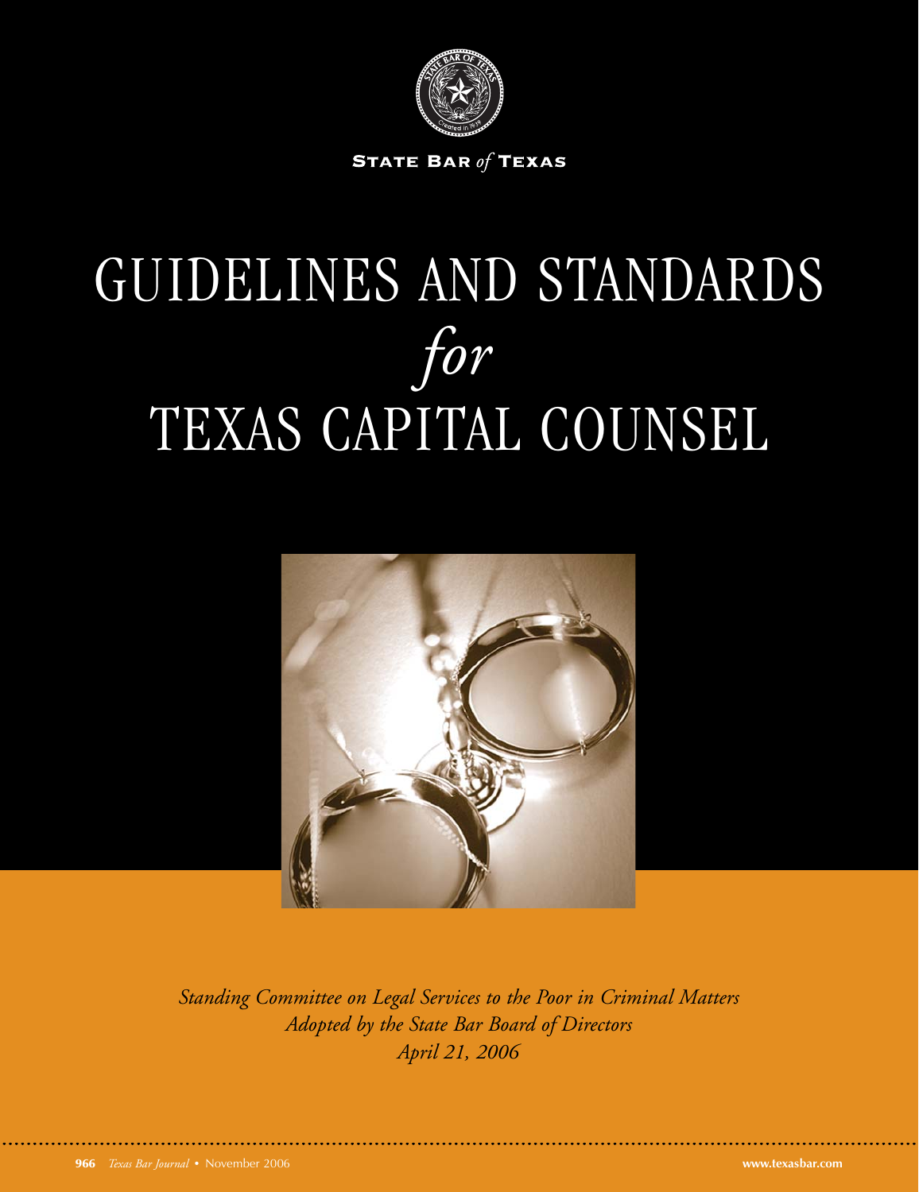STATE BAR *of* TEXAS

# GUIDELINES AND STANDARDS *for* TEXAS CAPITAL COUNSEL

*Standing Committee on Legal Services to the Poor in Criminal Matters*
*Adopted by the State Bar Board of Directors*
*April 21, 2006*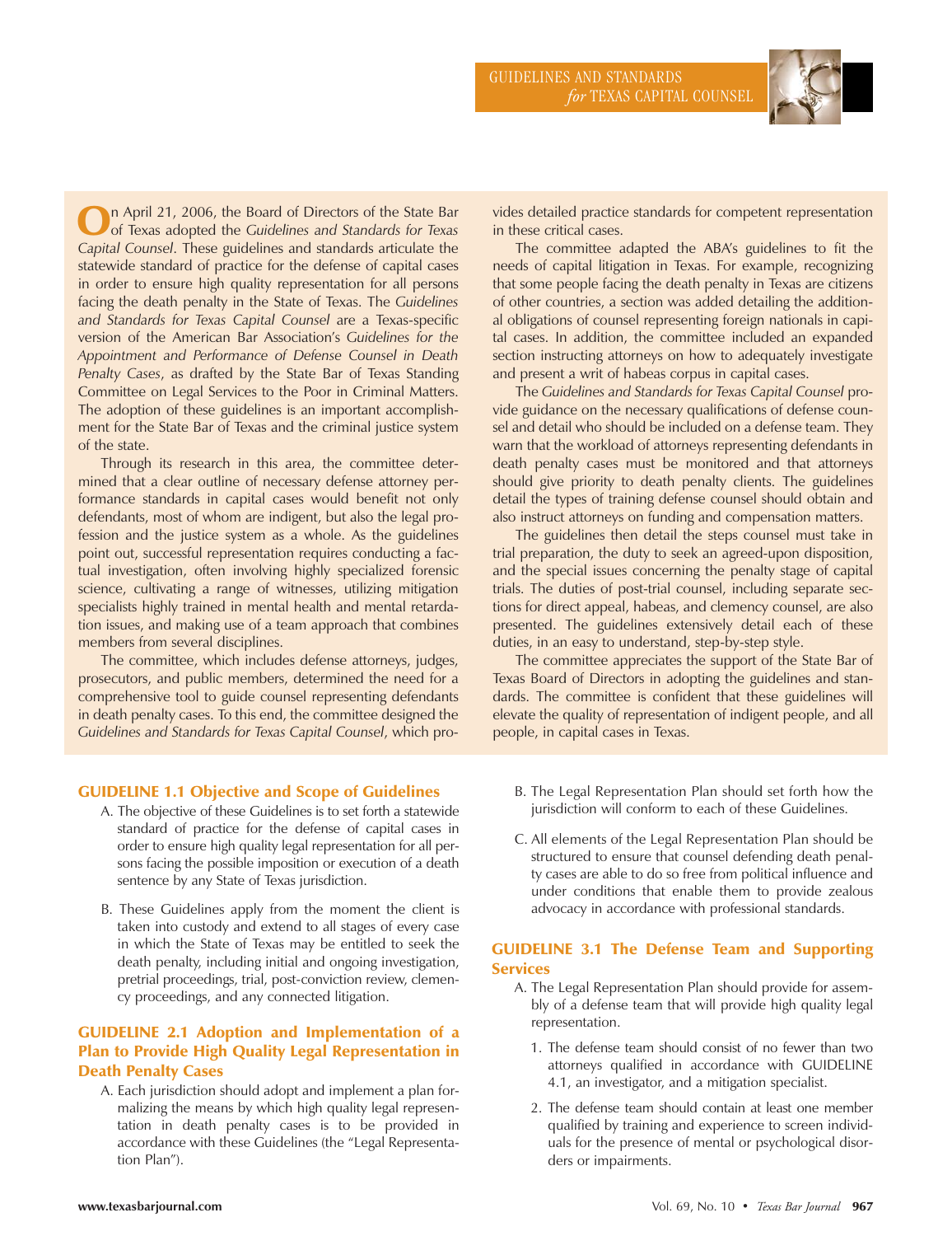On April 21, 2006, the Board of Directors of the State Bar of Texas adopted the *Guidelines and Standards for Texas Capital Counsel*. These guidelines and standards articulate the statewide standard of practice for the defense of capital cases in order to ensure high quality representation for all persons facing the death penalty in the State of Texas. The *Guidelines and Standards for Texas Capital Counsel* are a Texas-specific version of the American Bar Association's *Guidelines for the Appointment and Performance of Defense Counsel in Death Penalty Cases*, as drafted by the State Bar of Texas Standing Committee on Legal Services to the Poor in Criminal Matters. The adoption of these guidelines is an important accomplishment for the State Bar of Texas and the criminal justice system of the state.

Through its research in this area, the committee determined that a clear outline of necessary defense attorney performance standards in capital cases would benefit not only defendants, most of whom are indigent, but also the legal profession and the justice system as a whole. As the guidelines point out, successful representation requires conducting a factual investigation, often involving highly specialized forensic science, cultivating a range of witnesses, utilizing mitigation specialists highly trained in mental health and mental retardation issues, and making use of a team approach that combines members from several disciplines.

The committee, which includes defense attorneys, judges, prosecutors, and public members, determined the need for a comprehensive tool to guide counsel representing defendants in death penalty cases. To this end, the committee designed the *Guidelines and Standards for Texas Capital Counsel*, which provides detailed practice standards for competent representation in these critical cases.

The committee adapted the ABA's guidelines to fit the needs of capital litigation in Texas. For example, recognizing that some people facing the death penalty in Texas are citizens of other countries, a section was added detailing the additional obligations of counsel representing foreign nationals in capital cases. In addition, the committee included an expanded section instructing attorneys on how to adequately investigate and present a writ of habeas corpus in capital cases.

The *Guidelines and Standards for Texas Capital Counsel* provide guidance on the necessary qualifications of defense counsel and detail who should be included on a defense team. They warn that the workload of attorneys representing defendants in death penalty cases must be monitored and that attorneys should give priority to death penalty clients. The guidelines detail the types of training defense counsel should obtain and also instruct attorneys on funding and compensation matters.

The guidelines then detail the steps counsel must take in trial preparation, the duty to seek an agreed-upon disposition, and the special issues concerning the penalty stage of capital trials. The duties of post-trial counsel, including separate sections for direct appeal, habeas, and clemency counsel, are also presented. The guidelines extensively detail each of these duties, in an easy to understand, step-by-step style.

The committee appreciates the support of the State Bar of Texas Board of Directors in adopting the guidelines and standards. The committee is confident that these guidelines will elevate the quality of representation of indigent people, and all people, in capital cases in Texas.

## GUIDELINE 1.1 Objective and Scope of Guidelines

A. The objective of these Guidelines is to set forth a statewide standard of practice for the defense of capital cases in order to ensure high quality legal representation for all persons facing the possible imposition or execution of a death sentence by any State of Texas jurisdiction.

B. These Guidelines apply from the moment the client is taken into custody and extend to all stages of every case in which the State of Texas may be entitled to seek the death penalty, including initial and ongoing investigation, pretrial proceedings, trial, post-conviction review, clemency proceedings, and any connected litigation.

## GUIDELINE 2.1 Adoption and Implementation of a Plan to Provide High Quality Legal Representation in Death Penalty Cases

A. Each jurisdiction should adopt and implement a plan formalizing the means by which high quality legal representation in death penalty cases is to be provided in accordance with these Guidelines (the "Legal Representation Plan").

B. The Legal Representation Plan should set forth how the jurisdiction will conform to each of these Guidelines.

C. All elements of the Legal Representation Plan should be structured to ensure that counsel defending death penalty cases are able to do so free from political influence and under conditions that enable them to provide zealous advocacy in accordance with professional standards.

## GUIDELINE 3.1 The Defense Team and Supporting Services

A. The Legal Representation Plan should provide for assembly of a defense team that will provide high quality legal representation.

1. The defense team should consist of no fewer than two attorneys qualified in accordance with GUIDELINE 4.1, an investigator, and a mitigation specialist.

2. The defense team should contain at least one member qualified by training and experience to screen individuals for the presence of mental or psychological disorders or impairments.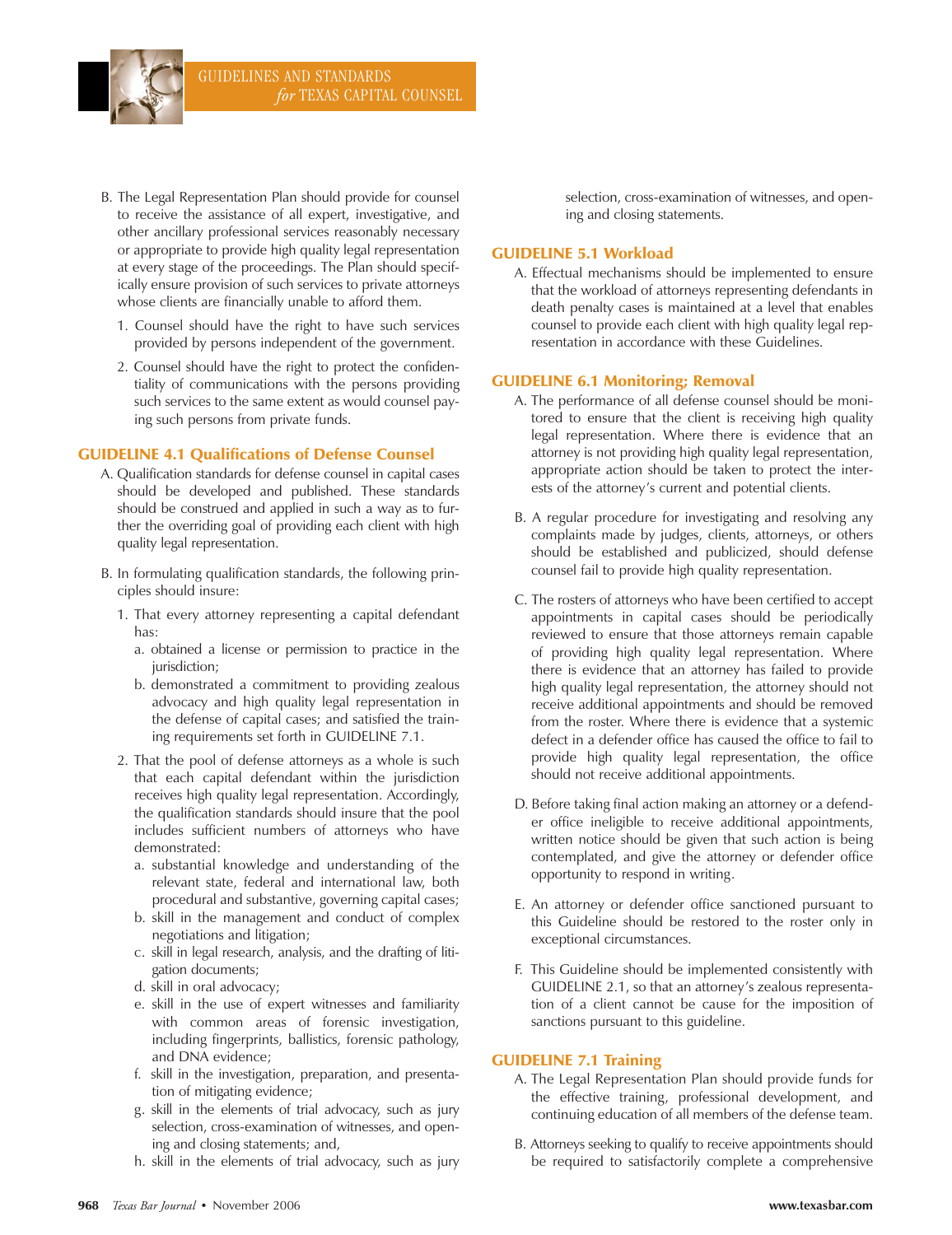B. The Legal Representation Plan should provide for counsel to receive the assistance of all expert, investigative, and other ancillary professional services reasonably necessary or appropriate to provide high quality legal representation at every stage of the proceedings. The Plan should specifically ensure provision of such services to private attorneys whose clients are financially unable to afford them.

1. Counsel should have the right to have such services provided by persons independent of the government.
2. Counsel should have the right to protect the confidentiality of communications with the persons providing such services to the same extent as would counsel paying such persons from private funds.

## GUIDELINE 4.1 Qualifications of Defense Counsel

A. Qualification standards for defense counsel in capital cases should be developed and published. These standards should be construed and applied in such a way as to further the overriding goal of providing each client with high quality legal representation.

B. In formulating qualification standards, the following principles should insure:

1. That every attorney representing a capital defendant has:
   a. obtained a license or permission to practice in the jurisdiction;
   b. demonstrated a commitment to providing zealous advocacy and high quality legal representation in the defense of capital cases; and satisfied the training requirements set forth in GUIDELINE 7.1.
2. That the pool of defense attorneys as a whole is such that each capital defendant within the jurisdiction receives high quality legal representation. Accordingly, the qualification standards should insure that the pool includes sufficient numbers of attorneys who have demonstrated:
   a. substantial knowledge and understanding of the relevant state, federal and international law, both procedural and substantive, governing capital cases;
   b. skill in the management and conduct of complex negotiations and litigation;
   c. skill in legal research, analysis, and the drafting of litigation documents;
   d. skill in oral advocacy;
   e. skill in the use of expert witnesses and familiarity with common areas of forensic investigation, including fingerprints, ballistics, forensic pathology, and DNA evidence;
   f. skill in the investigation, preparation, and presentation of mitigating evidence;
   g. skill in the elements of trial advocacy, such as jury selection, cross-examination of witnesses, and opening and closing statements; and,
   h. skill in the elements of trial advocacy, such as jury selection, cross-examination of witnesses, and opening and closing statements.

## GUIDELINE 5.1 Workload

A. Effectual mechanisms should be implemented to ensure that the workload of attorneys representing defendants in death penalty cases is maintained at a level that enables counsel to provide each client with high quality legal representation in accordance with these Guidelines.

## GUIDELINE 6.1 Monitoring; Removal

A. The performance of all defense counsel should be monitored to ensure that the client is receiving high quality legal representation. Where there is evidence that an attorney is not providing high quality legal representation, appropriate action should be taken to protect the interests of the attorney's current and potential clients.

B. A regular procedure for investigating and resolving any complaints made by judges, clients, attorneys, or others should be established and publicized, should defense counsel fail to provide high quality representation.

C. The rosters of attorneys who have been certified to accept appointments in capital cases should be periodically reviewed to ensure that those attorneys remain capable of providing high quality legal representation. Where there is evidence that an attorney has failed to provide high quality legal representation, the attorney should not receive additional appointments and should be removed from the roster. Where there is evidence that a systemic defect in a defender office has caused the office to fail to provide high quality legal representation, the office should not receive additional appointments.

D. Before taking final action making an attorney or a defender office ineligible to receive additional appointments, written notice should be given that such action is being contemplated, and give the attorney or defender office opportunity to respond in writing.

E. An attorney or defender office sanctioned pursuant to this Guideline should be restored to the roster only in exceptional circumstances.

F. This Guideline should be implemented consistently with GUIDELINE 2.1, so that an attorney's zealous representation of a client cannot be cause for the imposition of sanctions pursuant to this guideline.

## GUIDELINE 7.1 Training

A. The Legal Representation Plan should provide funds for the effective training, professional development, and continuing education of all members of the defense team.

B. Attorneys seeking to qualify to receive appointments should be required to satisfactorily complete a comprehensive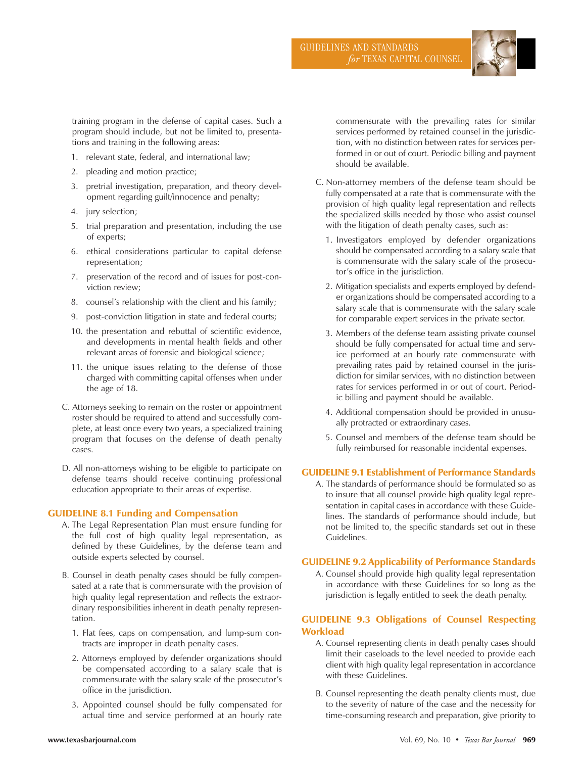training program in the defense of capital cases. Such a program should include, but not be limited to, presentations and training in the following areas:

1. relevant state, federal, and international law;
2. pleading and motion practice;
3. pretrial investigation, preparation, and theory development regarding guilt/innocence and penalty;
4. jury selection;
5. trial preparation and presentation, including the use of experts;
6. ethical considerations particular to capital defense representation;
7. preservation of the record and of issues for post-conviction review;
8. counsel's relationship with the client and his family;
9. post-conviction litigation in state and federal courts;
10. the presentation and rebuttal of scientific evidence, and developments in mental health fields and other relevant areas of forensic and biological science;
11. the unique issues relating to the defense of those charged with committing capital offenses when under the age of 18.

C. Attorneys seeking to remain on the roster or appointment roster should be required to attend and successfully complete, at least once every two years, a specialized training program that focuses on the defense of death penalty cases.

D. All non-attorneys wishing to be eligible to participate on defense teams should receive continuing professional education appropriate to their areas of expertise.

## GUIDELINE 8.1 Funding and Compensation

A. The Legal Representation Plan must ensure funding for the full cost of high quality legal representation, as defined by these Guidelines, by the defense team and outside experts selected by counsel.

B. Counsel in death penalty cases should be fully compensated at a rate that is commensurate with the provision of high quality legal representation and reflects the extraordinary responsibilities inherent in death penalty representation.

1. Flat fees, caps on compensation, and lump-sum contracts are improper in death penalty cases.
2. Attorneys employed by defender organizations should be compensated according to a salary scale that is commensurate with the salary scale of the prosecutor's office in the jurisdiction.
3. Appointed counsel should be fully compensated for actual time and service performed at an hourly rate commensurate with the prevailing rates for similar services performed by retained counsel in the jurisdiction, with no distinction between rates for services performed in or out of court. Periodic billing and payment should be available.

C. Non-attorney members of the defense team should be fully compensated at a rate that is commensurate with the provision of high quality legal representation and reflects the specialized skills needed by those who assist counsel with the litigation of death penalty cases, such as:

1. Investigators employed by defender organizations should be compensated according to a salary scale that is commensurate with the salary scale of the prosecutor's office in the jurisdiction.
2. Mitigation specialists and experts employed by defender organizations should be compensated according to a salary scale that is commensurate with the salary scale for comparable expert services in the private sector.
3. Members of the defense team assisting private counsel should be fully compensated for actual time and service performed at an hourly rate commensurate with prevailing rates paid by retained counsel in the jurisdiction for similar services, with no distinction between rates for services performed in or out of court. Periodic billing and payment should be available.
4. Additional compensation should be provided in unusually protracted or extraordinary cases.
5. Counsel and members of the defense team should be fully reimbursed for reasonable incidental expenses.

## GUIDELINE 9.1 Establishment of Performance Standards

A. The standards of performance should be formulated so as to insure that all counsel provide high quality legal representation in capital cases in accordance with these Guidelines. The standards of performance should include, but not be limited to, the specific standards set out in these Guidelines.

## GUIDELINE 9.2 Applicability of Performance Standards

A. Counsel should provide high quality legal representation in accordance with these Guidelines for so long as the jurisdiction is legally entitled to seek the death penalty.

## GUIDELINE 9.3 Obligations of Counsel Respecting Workload

A. Counsel representing clients in death penalty cases should limit their caseloads to the level needed to provide each client with high quality legal representation in accordance with these Guidelines.

B. Counsel representing the death penalty clients must, due to the severity of nature of the case and the necessity for time-consuming research and preparation, give priority to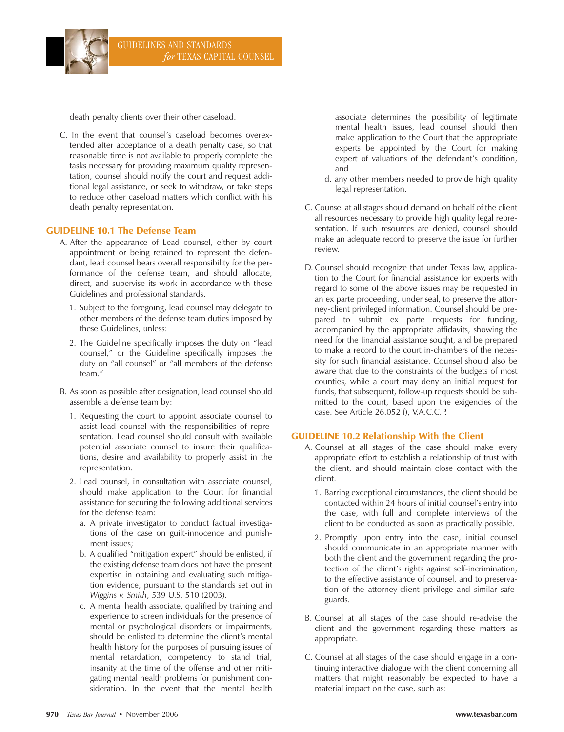death penalty clients over their other caseload.

C. In the event that counsel's caseload becomes overextended after acceptance of a death penalty case, so that reasonable time is not available to properly complete the tasks necessary for providing maximum quality representation, counsel should notify the court and request additional legal assistance, or seek to withdraw, or take steps to reduce other caseload matters which conflict with his death penalty representation.

## GUIDELINE 10.1 The Defense Team

A. After the appearance of Lead counsel, either by court appointment or being retained to represent the defendant, lead counsel bears overall responsibility for the performance of the defense team, and should allocate, direct, and supervise its work in accordance with these Guidelines and professional standards.

1. Subject to the foregoing, lead counsel may delegate to other members of the defense team duties imposed by these Guidelines, unless:

2. The Guideline specifically imposes the duty on "lead counsel," or the Guideline specifically imposes the duty on "all counsel" or "all members of the defense team."

B. As soon as possible after designation, lead counsel should assemble a defense team by:

1. Requesting the court to appoint associate counsel to assist lead counsel with the responsibilities of representation. Lead counsel should consult with available potential associate counsel to insure their qualifications, desire and availability to properly assist in the representation.

2. Lead counsel, in consultation with associate counsel, should make application to the Court for financial assistance for securing the following additional services for the defense team:

a. A private investigator to conduct factual investigations of the case on guilt-innocence and punishment issues;

b. A qualified "mitigation expert" should be enlisted, if the existing defense team does not have the present expertise in obtaining and evaluating such mitigation evidence, pursuant to the standards set out in *Wiggins v. Smith*, 539 U.S. 510 (2003).

c. A mental health associate, qualified by training and experience to screen individuals for the presence of mental or psychological disorders or impairments, should be enlisted to determine the client's mental health history for the purposes of pursuing issues of mental retardation, competency to stand trial, insanity at the time of the offense and other mitigating mental health problems for punishment consideration. In the event that the mental health associate determines the possibility of legitimate mental health issues, lead counsel should then make application to the Court that the appropriate experts be appointed by the Court for making expert of valuations of the defendant's condition, and

d. any other members needed to provide high quality legal representation.

C. Counsel at all stages should demand on behalf of the client all resources necessary to provide high quality legal representation. If such resources are denied, counsel should make an adequate record to preserve the issue for further review.

D. Counsel should recognize that under Texas law, application to the Court for financial assistance for experts with regard to some of the above issues may be requested in an ex parte proceeding, under seal, to preserve the attorney-client privileged information. Counsel should be prepared to submit ex parte requests for funding, accompanied by the appropriate affidavits, showing the need for the financial assistance sought, and be prepared to make a record to the court in-chambers of the necessity for such financial assistance. Counsel should also be aware that due to the constraints of the budgets of most counties, while a court may deny an initial request for funds, that subsequent, follow-up requests should be submitted to the court, based upon the exigencies of the case. See Article 26.052 f), V.A.C.C.P.

## GUIDELINE 10.2 Relationship With the Client

A. Counsel at all stages of the case should make every appropriate effort to establish a relationship of trust with the client, and should maintain close contact with the client.

1. Barring exceptional circumstances, the client should be contacted within 24 hours of initial counsel's entry into the case, with full and complete interviews of the client to be conducted as soon as practically possible.

2. Promptly upon entry into the case, initial counsel should communicate in an appropriate manner with both the client and the government regarding the protection of the client's rights against self-incrimination, to the effective assistance of counsel, and to preservation of the attorney-client privilege and similar safeguards.

B. Counsel at all stages of the case should re-advise the client and the government regarding these matters as appropriate.

C. Counsel at all stages of the case should engage in a continuing interactive dialogue with the client concerning all matters that might reasonably be expected to have a material impact on the case, such as: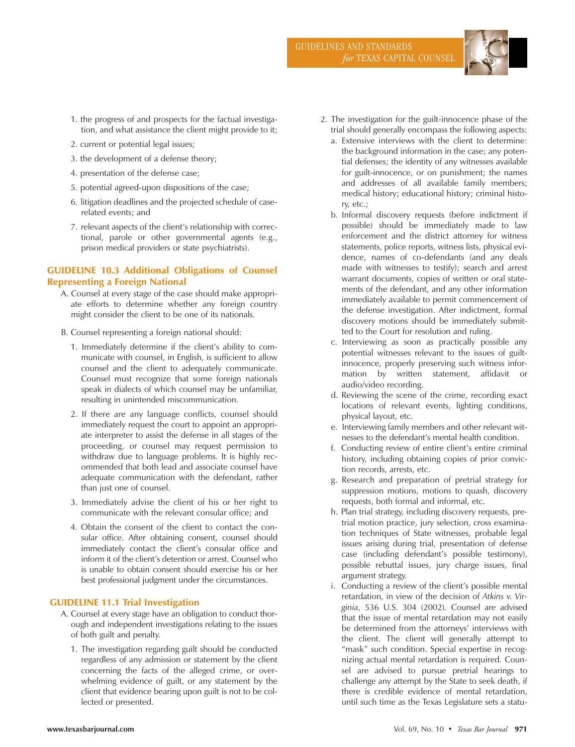1. the progress of and prospects for the factual investigation, and what assistance the client might provide to it;
2. current or potential legal issues;
3. the development of a defense theory;
4. presentation of the defense case;
5. potential agreed-upon dispositions of the case;
6. litigation deadlines and the projected schedule of case-related events; and
7. relevant aspects of the client's relationship with correctional, parole or other governmental agents (e.g., prison medical providers or state psychiatrists).

### GUIDELINE 10.3 Additional Obligations of Counsel Representing a Foreign National

A. Counsel at every stage of the case should make appropriate efforts to determine whether any foreign country might consider the client to be one of its nationals.

B. Counsel representing a foreign national should:

1. Immediately determine if the client's ability to communicate with counsel, in English, is sufficient to allow counsel and the client to adequately communicate. Counsel must recognize that some foreign nationals speak in dialects of which counsel may be unfamiliar, resulting in unintended miscommunication.
2. If there are any language conflicts, counsel should immediately request the court to appoint an appropriate interpreter to assist the defense in all stages of the proceeding, or counsel may request permission to withdraw due to language problems. It is highly recommended that both lead and associate counsel have adequate communication with the defendant, rather than just one of counsel.
3. Immediately advise the client of his or her right to communicate with the relevant consular office; and
4. Obtain the consent of the client to contact the consular office. After obtaining consent, counsel should immediately contact the client's consular office and inform it of the client's detention or arrest. Counsel who is unable to obtain consent should exercise his or her best professional judgment under the circumstances.

### GUIDELINE 11.1 Trial Investigation

A. Counsel at every stage have an obligation to conduct thorough and independent investigations relating to the issues of both guilt and penalty.

1. The investigation regarding guilt should be conducted regardless of any admission or statement by the client concerning the facts of the alleged crime, or overwhelming evidence of guilt, or any statement by the client that evidence bearing upon guilt is not to be collected or presented.
2. The investigation for the guilt-innocence phase of the trial should generally encompass the following aspects:
   a. Extensive interviews with the client to determine: the background information in the case; any potential defenses; the identity of any witnesses available for guilt-innocence, or on punishment; the names and addresses of all available family members; medical history; educational history; criminal history, etc.;
   b. Informal discovery requests (before indictment if possible) should be immediately made to law enforcement and the district attorney for witness statements, police reports, witness lists, physical evidence, names of co-defendants (and any deals made with witnesses to testify); search and arrest warrant documents, copies of written or oral statements of the defendant, and any other information immediately available to permit commencement of the defense investigation. After indictment, formal discovery motions should be immediately submitted to the Court for resolution and ruling.
   c. Interviewing as soon as practically possible any potential witnesses relevant to the issues of guilt-innocence, properly preserving such witness information by written statement, affidavit or audio/video recording.
   d. Reviewing the scene of the crime, recording exact locations of relevant events, lighting conditions, physical layout, etc.
   e. Interviewing family members and other relevant witnesses to the defendant's mental health condition.
   f. Conducting review of entire client's entire criminal history, including obtaining copies of prior conviction records, arrests, etc.
   g. Research and preparation of pretrial strategy for suppression motions, motions to quash, discovery requests, both formal and informal, etc.
   h. Plan trial strategy, including discovery requests, pretrial motion practice, jury selection, cross examination techniques of State witnesses, probable legal issues arising during trial, presentation of defense case (including defendant's possible testimony), possible rebuttal issues, jury charge issues, final argument strategy.
   i. Conducting a review of the client's possible mental retardation, in view of the decision of *Atkins v. Virginia*, 536 U.S. 304 (2002). Counsel are advised that the issue of mental retardation may not easily be determined from the attorneys' interviews with the client. The client will generally attempt to "mask" such condition. Special expertise in recognizing actual mental retardation is required. Counsel are advised to pursue pretrial hearings to challenge any attempt by the State to seek death, if there is credible evidence of mental retardation, until such time as the Texas Legislature sets a statu-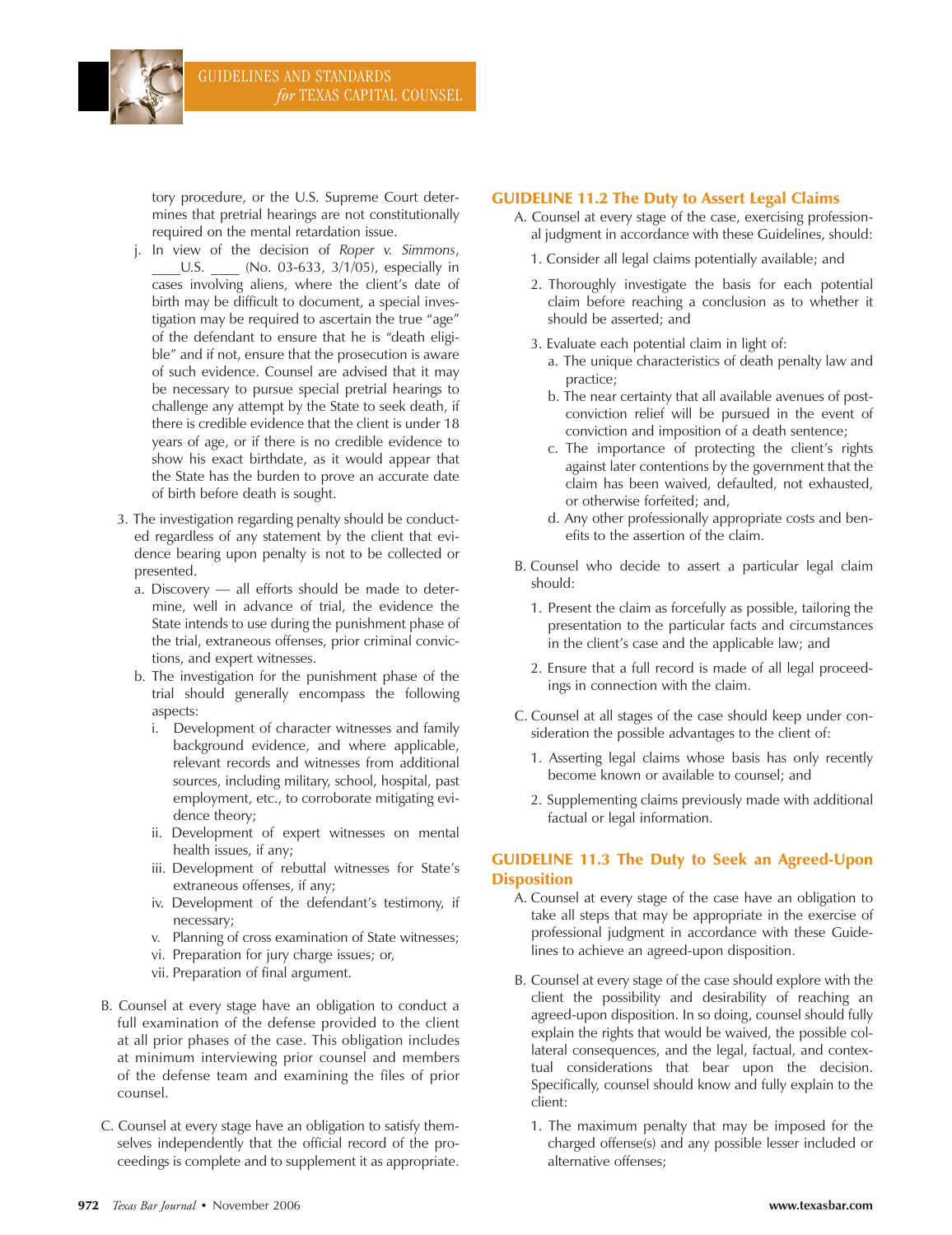tory procedure, or the U.S. Supreme Court determines that pretrial hearings are not constitutionally required on the mental retardation issue.

j. In view of the decision of *Roper v. Simmons*, ____U.S. ____ (No. 03-633, 3/1/05), especially in cases involving aliens, where the client's date of birth may be difficult to document, a special investigation may be required to ascertain the true "age" of the defendant to ensure that he is "death eligible" and if not, ensure that the prosecution is aware of such evidence. Counsel are advised that it may be necessary to pursue special pretrial hearings to challenge any attempt by the State to seek death, if there is credible evidence that the client is under 18 years of age, or if there is no credible evidence to show his exact birthdate, as it would appear that the State has the burden to prove an accurate date of birth before death is sought.

3. The investigation regarding penalty should be conducted regardless of any statement by the client that evidence bearing upon penalty is not to be collected or presented.
   a. Discovery — all efforts should be made to determine, well in advance of trial, the evidence the State intends to use during the punishment phase of the trial, extraneous offenses, prior criminal convictions, and expert witnesses.
   b. The investigation for the punishment phase of the trial should generally encompass the following aspects:
      i. Development of character witnesses and family background evidence, and where applicable, relevant records and witnesses from additional sources, including military, school, hospital, past employment, etc., to corroborate mitigating evidence theory;
      ii. Development of expert witnesses on mental health issues, if any;
      iii. Development of rebuttal witnesses for State's extraneous offenses, if any;
      iv. Development of the defendant's testimony, if necessary;
      v. Planning of cross examination of State witnesses;
      vi. Preparation for jury charge issues; or,
      vii. Preparation of final argument.

B. Counsel at every stage have an obligation to conduct a full examination of the defense provided to the client at all prior phases of the case. This obligation includes at minimum interviewing prior counsel and members of the defense team and examining the files of prior counsel.

C. Counsel at every stage have an obligation to satisfy themselves independently that the official record of the proceedings is complete and to supplement it as appropriate.

## GUIDELINE 11.2 The Duty to Assert Legal Claims

A. Counsel at every stage of the case, exercising professional judgment in accordance with these Guidelines, should:

1. Consider all legal claims potentially available; and
2. Thoroughly investigate the basis for each potential claim before reaching a conclusion as to whether it should be asserted; and
3. Evaluate each potential claim in light of:
   a. The unique characteristics of death penalty law and practice;
   b. The near certainty that all available avenues of post-conviction relief will be pursued in the event of conviction and imposition of a death sentence;
   c. The importance of protecting the client's rights against later contentions by the government that the claim has been waived, defaulted, not exhausted, or otherwise forfeited; and,
   d. Any other professionally appropriate costs and benefits to the assertion of the claim.

B. Counsel who decide to assert a particular legal claim should:

1. Present the claim as forcefully as possible, tailoring the presentation to the particular facts and circumstances in the client's case and the applicable law; and
2. Ensure that a full record is made of all legal proceedings in connection with the claim.

C. Counsel at all stages of the case should keep under consideration the possible advantages to the client of:

1. Asserting legal claims whose basis has only recently become known or available to counsel; and
2. Supplementing claims previously made with additional factual or legal information.

## GUIDELINE 11.3 The Duty to Seek an Agreed-Upon Disposition

A. Counsel at every stage of the case have an obligation to take all steps that may be appropriate in the exercise of professional judgment in accordance with these Guidelines to achieve an agreed-upon disposition.

B. Counsel at every stage of the case should explore with the client the possibility and desirability of reaching an agreed-upon disposition. In so doing, counsel should fully explain the rights that would be waived, the possible collateral consequences, and the legal, factual, and contextual considerations that bear upon the decision. Specifically, counsel should know and fully explain to the client:

1. The maximum penalty that may be imposed for the charged offense(s) and any possible lesser included or alternative offenses;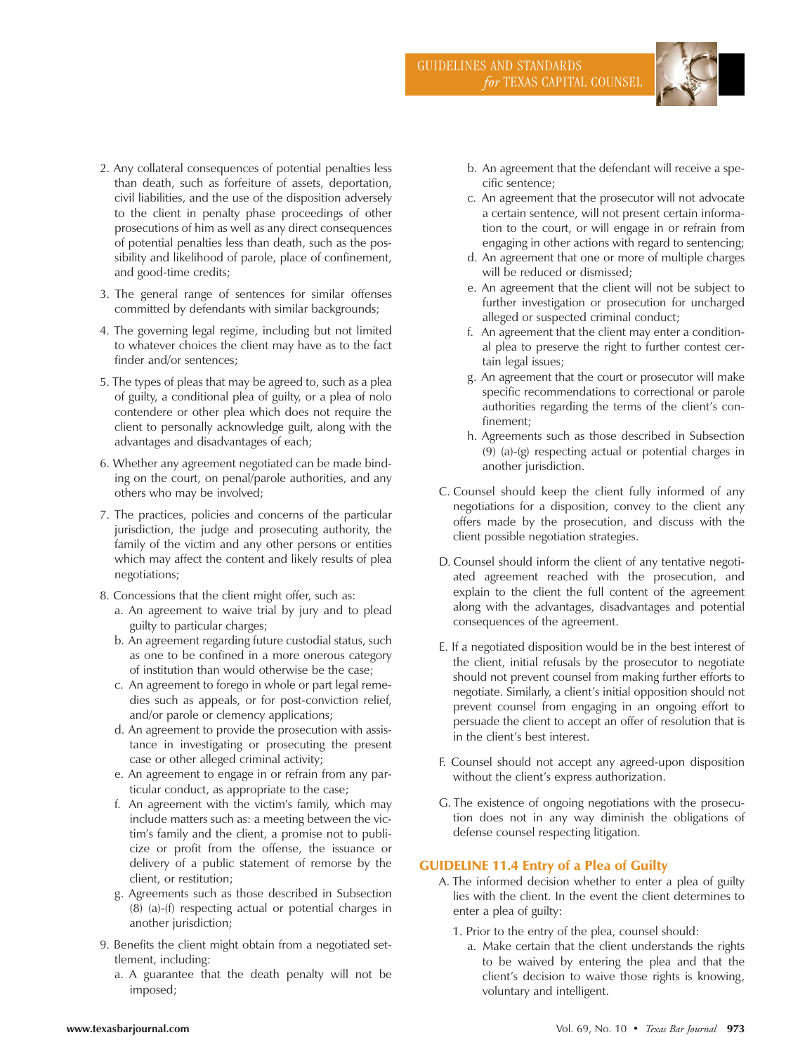2. Any collateral consequences of potential penalties less than death, such as forfeiture of assets, deportation, civil liabilities, and the use of the disposition adversely to the client in penalty phase proceedings of other prosecutions of him as well as any direct consequences of potential penalties less than death, such as the possibility and likelihood of parole, place of confinement, and good-time credits;

3. The general range of sentences for similar offenses committed by defendants with similar backgrounds;

4. The governing legal regime, including but not limited to whatever choices the client may have as to the fact finder and/or sentences;

5. The types of pleas that may be agreed to, such as a plea of guilty, a conditional plea of guilty, or a plea of nolo contendere or other plea which does not require the client to personally acknowledge guilt, along with the advantages and disadvantages of each;

6. Whether any agreement negotiated can be made binding on the court, on penal/parole authorities, and any others who may be involved;

7. The practices, policies and concerns of the particular jurisdiction, the judge and prosecuting authority, the family of the victim and any other persons or entities which may affect the content and likely results of plea negotiations;

8. Concessions that the client might offer, such as:
   a. An agreement to waive trial by jury and to plead guilty to particular charges;
   b. An agreement regarding future custodial status, such as one to be confined in a more onerous category of institution than would otherwise be the case;
   c. An agreement to forego in whole or part legal remedies such as appeals, or for post-conviction relief, and/or parole or clemency applications;
   d. An agreement to provide the prosecution with assistance in investigating or prosecuting the present case or other alleged criminal activity;
   e. An agreement to engage in or refrain from any particular conduct, as appropriate to the case;
   f. An agreement with the victim's family, which may include matters such as: a meeting between the victim's family and the client, a promise not to publicize or profit from the offense, the issuance or delivery of a public statement of remorse by the client, or restitution;
   g. Agreements such as those described in Subsection (8) (a)-(f) respecting actual or potential charges in another jurisdiction;

9. Benefits the client might obtain from a negotiated settlement, including:
   a. A guarantee that the death penalty will not be imposed;
   b. An agreement that the defendant will receive a specific sentence;
   c. An agreement that the prosecutor will not advocate a certain sentence, will not present certain information to the court, or will engage in or refrain from engaging in other actions with regard to sentencing;
   d. An agreement that one or more of multiple charges will be reduced or dismissed;
   e. An agreement that the client will not be subject to further investigation or prosecution for uncharged alleged or suspected criminal conduct;
   f. An agreement that the client may enter a conditional plea to preserve the right to further contest certain legal issues;
   g. An agreement that the court or prosecutor will make specific recommendations to correctional or parole authorities regarding the terms of the client's confinement;
   h. Agreements such as those described in Subsection (9) (a)-(g) respecting actual or potential charges in another jurisdiction.

C. Counsel should keep the client fully informed of any negotiations for a disposition, convey to the client any offers made by the prosecution, and discuss with the client possible negotiation strategies.

D. Counsel should inform the client of any tentative negotiated agreement reached with the prosecution, and explain to the client the full content of the agreement along with the advantages, disadvantages and potential consequences of the agreement.

E. If a negotiated disposition would be in the best interest of the client, initial refusals by the prosecutor to negotiate should not prevent counsel from making further efforts to negotiate. Similarly, a client's initial opposition should not prevent counsel from engaging in an ongoing effort to persuade the client to accept an offer of resolution that is in the client's best interest.

F. Counsel should not accept any agreed-upon disposition without the client's express authorization.

G. The existence of ongoing negotiations with the prosecution does not in any way diminish the obligations of defense counsel respecting litigation.

## GUIDELINE 11.4 Entry of a Plea of Guilty

A. The informed decision whether to enter a plea of guilty lies with the client. In the event the client determines to enter a plea of guilty:

1. Prior to the entry of the plea, counsel should:
   a. Make certain that the client understands the rights to be waived by entering the plea and that the client's decision to waive those rights is knowing, voluntary and intelligent.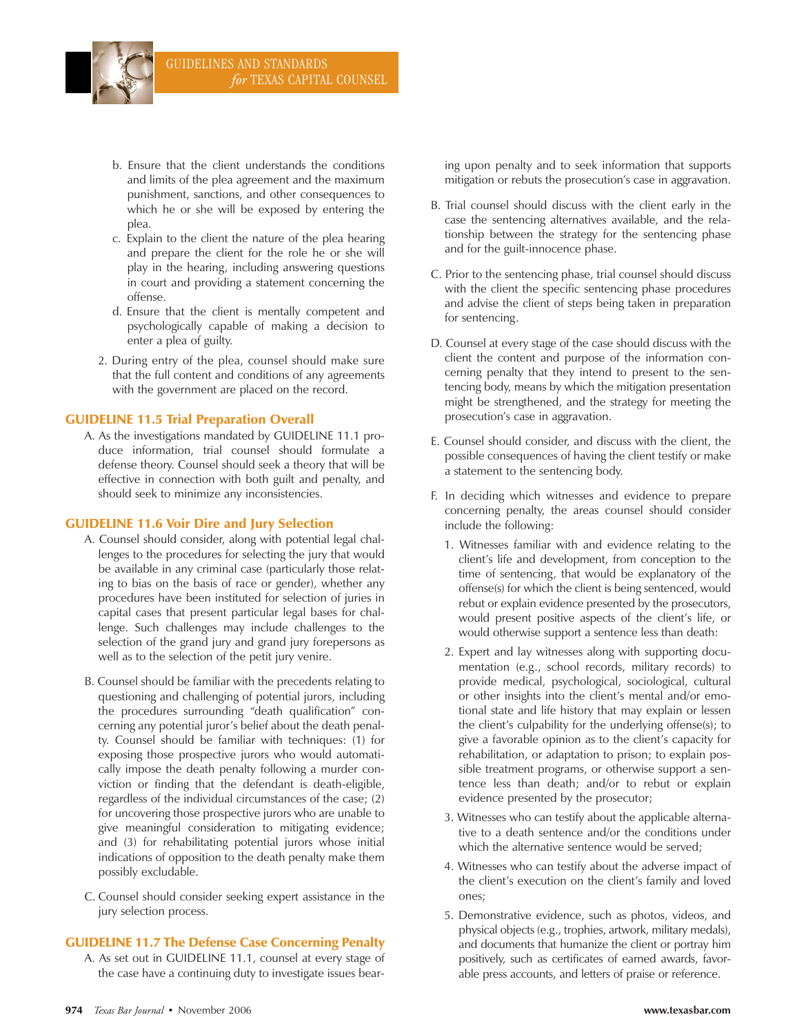b. Ensure that the client understands the conditions and limits of the plea agreement and the maximum punishment, sanctions, and other consequences to which he or she will be exposed by entering the plea.

c. Explain to the client the nature of the plea hearing and prepare the client for the role he or she will play in the hearing, including answering questions in court and providing a statement concerning the offense.

d. Ensure that the client is mentally competent and psychologically capable of making a decision to enter a plea of guilty.

2. During entry of the plea, counsel should make sure that the full content and conditions of any agreements with the government are placed on the record.

### GUIDELINE 11.5 Trial Preparation Overall

A. As the investigations mandated by GUIDELINE 11.1 produce information, trial counsel should formulate a defense theory. Counsel should seek a theory that will be effective in connection with both guilt and penalty, and should seek to minimize any inconsistencies.

### GUIDELINE 11.6 Voir Dire and Jury Selection

A. Counsel should consider, along with potential legal challenges to the procedures for selecting the jury that would be available in any criminal case (particularly those relating to bias on the basis of race or gender), whether any procedures have been instituted for selection of juries in capital cases that present particular legal bases for challenge. Such challenges may include challenges to the selection of the grand jury and grand jury forepersons as well as to the selection of the petit jury venire.

B. Counsel should be familiar with the precedents relating to questioning and challenging of potential jurors, including the procedures surrounding "death qualification" concerning any potential juror's belief about the death penalty. Counsel should be familiar with techniques: (1) for exposing those prospective jurors who would automatically impose the death penalty following a murder conviction or finding that the defendant is death-eligible, regardless of the individual circumstances of the case; (2) for uncovering those prospective jurors who are unable to give meaningful consideration to mitigating evidence; and (3) for rehabilitating potential jurors whose initial indications of opposition to the death penalty make them possibly excludable.

C. Counsel should consider seeking expert assistance in the jury selection process.

### GUIDELINE 11.7 The Defense Case Concerning Penalty

A. As set out in GUIDELINE 11.1, counsel at every stage of the case have a continuing duty to investigate issues bearing upon penalty and to seek information that supports mitigation or rebuts the prosecution's case in aggravation.

B. Trial counsel should discuss with the client early in the case the sentencing alternatives available, and the relationship between the strategy for the sentencing phase and for the guilt-innocence phase.

C. Prior to the sentencing phase, trial counsel should discuss with the client the specific sentencing phase procedures and advise the client of steps being taken in preparation for sentencing.

D. Counsel at every stage of the case should discuss with the client the content and purpose of the information concerning penalty that they intend to present to the sentencing body, means by which the mitigation presentation might be strengthened, and the strategy for meeting the prosecution's case in aggravation.

E. Counsel should consider, and discuss with the client, the possible consequences of having the client testify or make a statement to the sentencing body.

F. In deciding which witnesses and evidence to prepare concerning penalty, the areas counsel should consider include the following:

1. Witnesses familiar with and evidence relating to the client's life and development, from conception to the time of sentencing, that would be explanatory of the offense(s) for which the client is being sentenced, would rebut or explain evidence presented by the prosecutors, would present positive aspects of the client's life, or would otherwise support a sentence less than death:

2. Expert and lay witnesses along with supporting documentation (e.g., school records, military records) to provide medical, psychological, sociological, cultural or other insights into the client's mental and/or emotional state and life history that may explain or lessen the client's culpability for the underlying offense(s); to give a favorable opinion as to the client's capacity for rehabilitation, or adaptation to prison; to explain possible treatment programs, or otherwise support a sentence less than death; and/or to rebut or explain evidence presented by the prosecutor;

3. Witnesses who can testify about the applicable alternative to a death sentence and/or the conditions under which the alternative sentence would be served;

4. Witnesses who can testify about the adverse impact of the client's execution on the client's family and loved ones;

5. Demonstrative evidence, such as photos, videos, and physical objects (e.g., trophies, artwork, military medals), and documents that humanize the client or portray him positively, such as certificates of earned awards, favorable press accounts, and letters of praise or reference.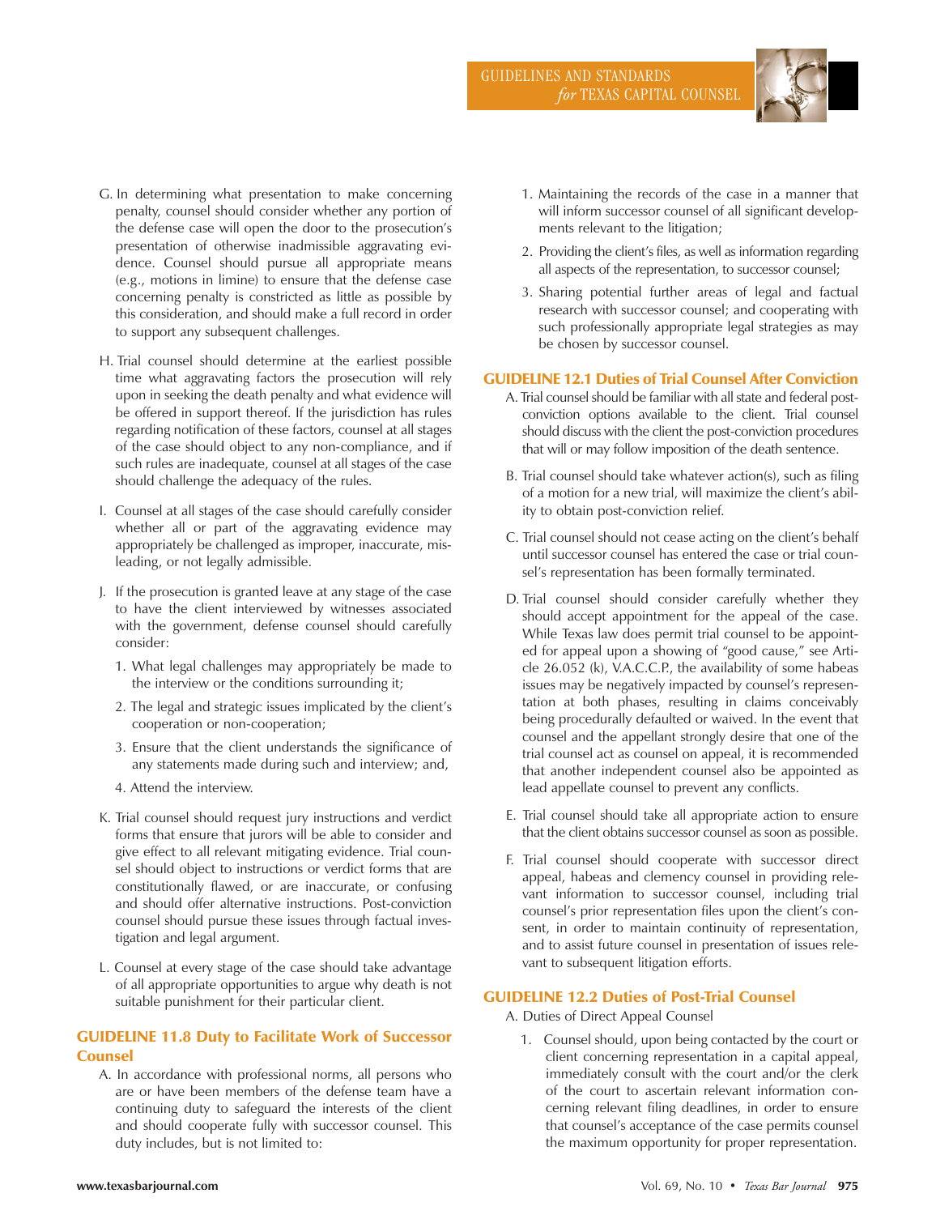G. In determining what presentation to make concerning penalty, counsel should consider whether any portion of the defense case will open the door to the prosecution's presentation of otherwise inadmissible aggravating evidence. Counsel should pursue all appropriate means (e.g., motions in limine) to ensure that the defense case concerning penalty is constricted as little as possible by this consideration, and should make a full record in order to support any subsequent challenges.

H. Trial counsel should determine at the earliest possible time what aggravating factors the prosecution will rely upon in seeking the death penalty and what evidence will be offered in support thereof. If the jurisdiction has rules regarding notification of these factors, counsel at all stages of the case should object to any non-compliance, and if such rules are inadequate, counsel at all stages of the case should challenge the adequacy of the rules.

I. Counsel at all stages of the case should carefully consider whether all or part of the aggravating evidence may appropriately be challenged as improper, inaccurate, misleading, or not legally admissible.

J. If the prosecution is granted leave at any stage of the case to have the client interviewed by witnesses associated with the government, defense counsel should carefully consider:

1. What legal challenges may appropriately be made to the interview or the conditions surrounding it;
2. The legal and strategic issues implicated by the client's cooperation or non-cooperation;
3. Ensure that the client understands the significance of any statements made during such and interview; and,
4. Attend the interview.

K. Trial counsel should request jury instructions and verdict forms that ensure that jurors will be able to consider and give effect to all relevant mitigating evidence. Trial counsel should object to instructions or verdict forms that are constitutionally flawed, or are inaccurate, or confusing and should offer alternative instructions. Post-conviction counsel should pursue these issues through factual investigation and legal argument.

L. Counsel at every stage of the case should take advantage of all appropriate opportunities to argue why death is not suitable punishment for their particular client.

## GUIDELINE 11.8 Duty to Facilitate Work of Successor Counsel

A. In accordance with professional norms, all persons who are or have been members of the defense team have a continuing duty to safeguard the interests of the client and should cooperate fully with successor counsel. This duty includes, but is not limited to:

1. Maintaining the records of the case in a manner that will inform successor counsel of all significant developments relevant to the litigation;
2. Providing the client's files, as well as information regarding all aspects of the representation, to successor counsel;
3. Sharing potential further areas of legal and factual research with successor counsel; and cooperating with such professionally appropriate legal strategies as may be chosen by successor counsel.

## GUIDELINE 12.1 Duties of Trial Counsel After Conviction

A. Trial counsel should be familiar with all state and federal post-conviction options available to the client. Trial counsel should discuss with the client the post-conviction procedures that will or may follow imposition of the death sentence.

B. Trial counsel should take whatever action(s), such as filing of a motion for a new trial, will maximize the client's ability to obtain post-conviction relief.

C. Trial counsel should not cease acting on the client's behalf until successor counsel has entered the case or trial counsel's representation has been formally terminated.

D. Trial counsel should consider carefully whether they should accept appointment for the appeal of the case. While Texas law does permit trial counsel to be appointed for appeal upon a showing of "good cause," see Article 26.052 (k), V.A.C.C.P., the availability of some habeas issues may be negatively impacted by counsel's representation at both phases, resulting in claims conceivably being procedurally defaulted or waived. In the event that counsel and the appellant strongly desire that one of the trial counsel act as counsel on appeal, it is recommended that another independent counsel also be appointed as lead appellate counsel to prevent any conflicts.

E. Trial counsel should take all appropriate action to ensure that the client obtains successor counsel as soon as possible.

F. Trial counsel should cooperate with successor direct appeal, habeas and clemency counsel in providing relevant information to successor counsel, including trial counsel's prior representation files upon the client's consent, in order to maintain continuity of representation, and to assist future counsel in presentation of issues relevant to subsequent litigation efforts.

## GUIDELINE 12.2 Duties of Post-Trial Counsel

A. Duties of Direct Appeal Counsel

1. Counsel should, upon being contacted by the court or client concerning representation in a capital appeal, immediately consult with the court and/or the clerk of the court to ascertain relevant information concerning relevant filing deadlines, in order to ensure that counsel's acceptance of the case permits counsel the maximum opportunity for proper representation.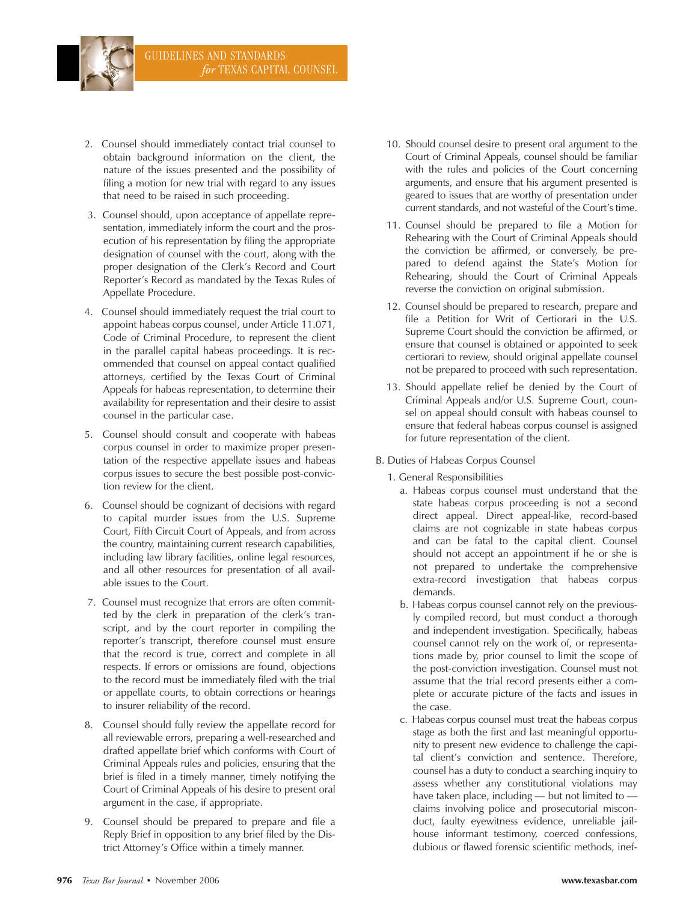2. Counsel should immediately contact trial counsel to obtain background information on the client, the nature of the issues presented and the possibility of filing a motion for new trial with regard to any issues that need to be raised in such proceeding.

3. Counsel should, upon acceptance of appellate representation, immediately inform the court and the prosecution of his representation by filing the appropriate designation of counsel with the court, along with the proper designation of the Clerk's Record and Court Reporter's Record as mandated by the Texas Rules of Appellate Procedure.

4. Counsel should immediately request the trial court to appoint habeas corpus counsel, under Article 11.071, Code of Criminal Procedure, to represent the client in the parallel capital habeas proceedings. It is recommended that counsel on appeal contact qualified attorneys, certified by the Texas Court of Criminal Appeals for habeas representation, to determine their availability for representation and their desire to assist counsel in the particular case.

5. Counsel should consult and cooperate with habeas corpus counsel in order to maximize proper presentation of the respective appellate issues and habeas corpus issues to secure the best possible post-conviction review for the client.

6. Counsel should be cognizant of decisions with regard to capital murder issues from the U.S. Supreme Court, Fifth Circuit Court of Appeals, and from across the country, maintaining current research capabilities, including law library facilities, online legal resources, and all other resources for presentation of all available issues to the Court.

7. Counsel must recognize that errors are often committed by the clerk in preparation of the clerk's transcript, and by the court reporter in compiling the reporter's transcript, therefore counsel must ensure that the record is true, correct and complete in all respects. If errors or omissions are found, objections to the record must be immediately filed with the trial or appellate courts, to obtain corrections or hearings to insurer reliability of the record.

8. Counsel should fully review the appellate record for all reviewable errors, preparing a well-researched and drafted appellate brief which conforms with Court of Criminal Appeals rules and policies, ensuring that the brief is filed in a timely manner, timely notifying the Court of Criminal Appeals of his desire to present oral argument in the case, if appropriate.

9. Counsel should be prepared to prepare and file a Reply Brief in opposition to any brief filed by the District Attorney's Office within a timely manner.

10. Should counsel desire to present oral argument to the Court of Criminal Appeals, counsel should be familiar with the rules and policies of the Court concerning arguments, and ensure that his argument presented is geared to issues that are worthy of presentation under current standards, and not wasteful of the Court's time.

11. Counsel should be prepared to file a Motion for Rehearing with the Court of Criminal Appeals should the conviction be affirmed, or conversely, be prepared to defend against the State's Motion for Rehearing, should the Court of Criminal Appeals reverse the conviction on original submission.

12. Counsel should be prepared to research, prepare and file a Petition for Writ of Certiorari in the U.S. Supreme Court should the conviction be affirmed, or ensure that counsel is obtained or appointed to seek certiorari to review, should original appellate counsel not be prepared to proceed with such representation.

13. Should appellate relief be denied by the Court of Criminal Appeals and/or U.S. Supreme Court, counsel on appeal should consult with habeas counsel to ensure that federal habeas corpus counsel is assigned for future representation of the client.

B. Duties of Habeas Corpus Counsel

1. General Responsibilities

a. Habeas corpus counsel must understand that the state habeas corpus proceeding is not a second direct appeal. Direct appeal-like, record-based claims are not cognizable in state habeas corpus and can be fatal to the capital client. Counsel should not accept an appointment if he or she is not prepared to undertake the comprehensive extra-record investigation that habeas corpus demands.

b. Habeas corpus counsel cannot rely on the previously compiled record, but must conduct a thorough and independent investigation. Specifically, habeas counsel cannot rely on the work of, or representations made by, prior counsel to limit the scope of the post-conviction investigation. Counsel must not assume that the trial record presents either a complete or accurate picture of the facts and issues in the case.

c. Habeas corpus counsel must treat the habeas corpus stage as both the first and last meaningful opportunity to present new evidence to challenge the capital client's conviction and sentence. Therefore, counsel has a duty to conduct a searching inquiry to assess whether any constitutional violations may have taken place, including — but not limited to — claims involving police and prosecutorial misconduct, faulty eyewitness evidence, unreliable jailhouse informant testimony, coerced confessions, dubious or flawed forensic scientific methods, inef-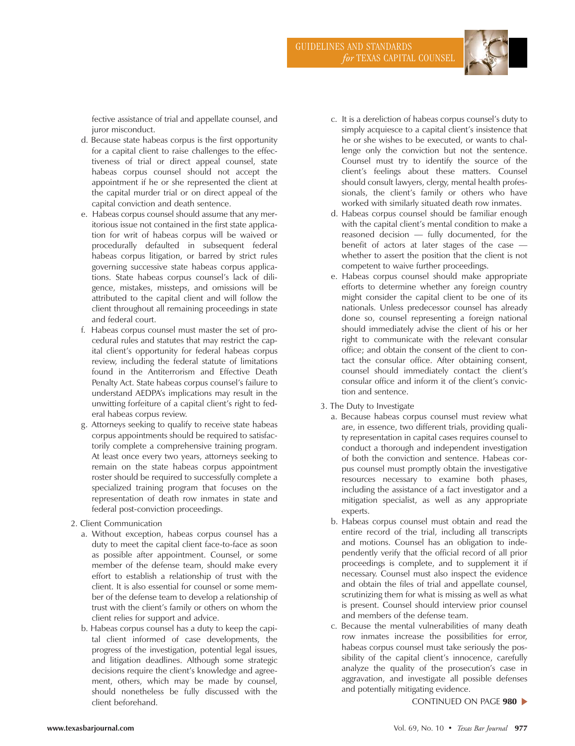fective assistance of trial and appellate counsel, and juror misconduct.

d. Because state habeas corpus is the first opportunity for a capital client to raise challenges to the effectiveness of trial or direct appeal counsel, state habeas corpus counsel should not accept the appointment if he or she represented the client at the capital murder trial or on direct appeal of the capital conviction and death sentence.

e. Habeas corpus counsel should assume that any meritorious issue not contained in the first state application for writ of habeas corpus will be waived or procedurally defaulted in subsequent federal habeas corpus litigation, or barred by strict rules governing successive state habeas corpus applications. State habeas corpus counsel's lack of diligence, mistakes, missteps, and omissions will be attributed to the capital client and will follow the client throughout all remaining proceedings in state and federal court.

f. Habeas corpus counsel must master the set of procedural rules and statutes that may restrict the capital client's opportunity for federal habeas corpus review, including the federal statute of limitations found in the Antiterrorism and Effective Death Penalty Act. State habeas corpus counsel's failure to understand AEDPA's implications may result in the unwitting forfeiture of a capital client's right to federal habeas corpus review.

g. Attorneys seeking to qualify to receive state habeas corpus appointments should be required to satisfactorily complete a comprehensive training program. At least once every two years, attorneys seeking to remain on the state habeas corpus appointment roster should be required to successfully complete a specialized training program that focuses on the representation of death row inmates in state and federal post-conviction proceedings.

2. Client Communication

a. Without exception, habeas corpus counsel has a duty to meet the capital client face-to-face as soon as possible after appointment. Counsel, or some member of the defense team, should make every effort to establish a relationship of trust with the client. It is also essential for counsel or some member of the defense team to develop a relationship of trust with the client's family or others on whom the client relies for support and advice.

b. Habeas corpus counsel has a duty to keep the capital client informed of case developments, the progress of the investigation, potential legal issues, and litigation deadlines. Although some strategic decisions require the client's knowledge and agreement, others, which may be made by counsel, should nonetheless be fully discussed with the client beforehand.

c. It is a dereliction of habeas corpus counsel's duty to simply acquiesce to a capital client's insistence that he or she wishes to be executed, or wants to challenge only the conviction but not the sentence. Counsel must try to identify the source of the client's feelings about these matters. Counsel should consult lawyers, clergy, mental health professionals, the client's family or others who have worked with similarly situated death row inmates.

d. Habeas corpus counsel should be familiar enough with the capital client's mental condition to make a reasoned decision — fully documented, for the benefit of actors at later stages of the case — whether to assert the position that the client is not competent to waive further proceedings.

e. Habeas corpus counsel should make appropriate efforts to determine whether any foreign country might consider the capital client to be one of its nationals. Unless predecessor counsel has already done so, counsel representing a foreign national should immediately advise the client of his or her right to communicate with the relevant consular office; and obtain the consent of the client to contact the consular office. After obtaining consent, counsel should immediately contact the client's consular office and inform it of the client's conviction and sentence.

3. The Duty to Investigate

a. Because habeas corpus counsel must review what are, in essence, two different trials, providing quality representation in capital cases requires counsel to conduct a thorough and independent investigation of both the conviction and sentence. Habeas corpus counsel must promptly obtain the investigative resources necessary to examine both phases, including the assistance of a fact investigator and a mitigation specialist, as well as any appropriate experts.

b. Habeas corpus counsel must obtain and read the entire record of the trial, including all transcripts and motions. Counsel has an obligation to independently verify that the official record of all prior proceedings is complete, and to supplement it if necessary. Counsel must also inspect the evidence and obtain the files of trial and appellate counsel, scrutinizing them for what is missing as well as what is present. Counsel should interview prior counsel and members of the defense team.

c. Because the mental vulnerabilities of many death row inmates increase the possibilities for error, habeas corpus counsel must take seriously the possibility of the capital client's innocence, carefully analyze the quality of the prosecution's case in aggravation, and investigate all possible defenses and potentially mitigating evidence.

CONTINUED ON PAGE **980**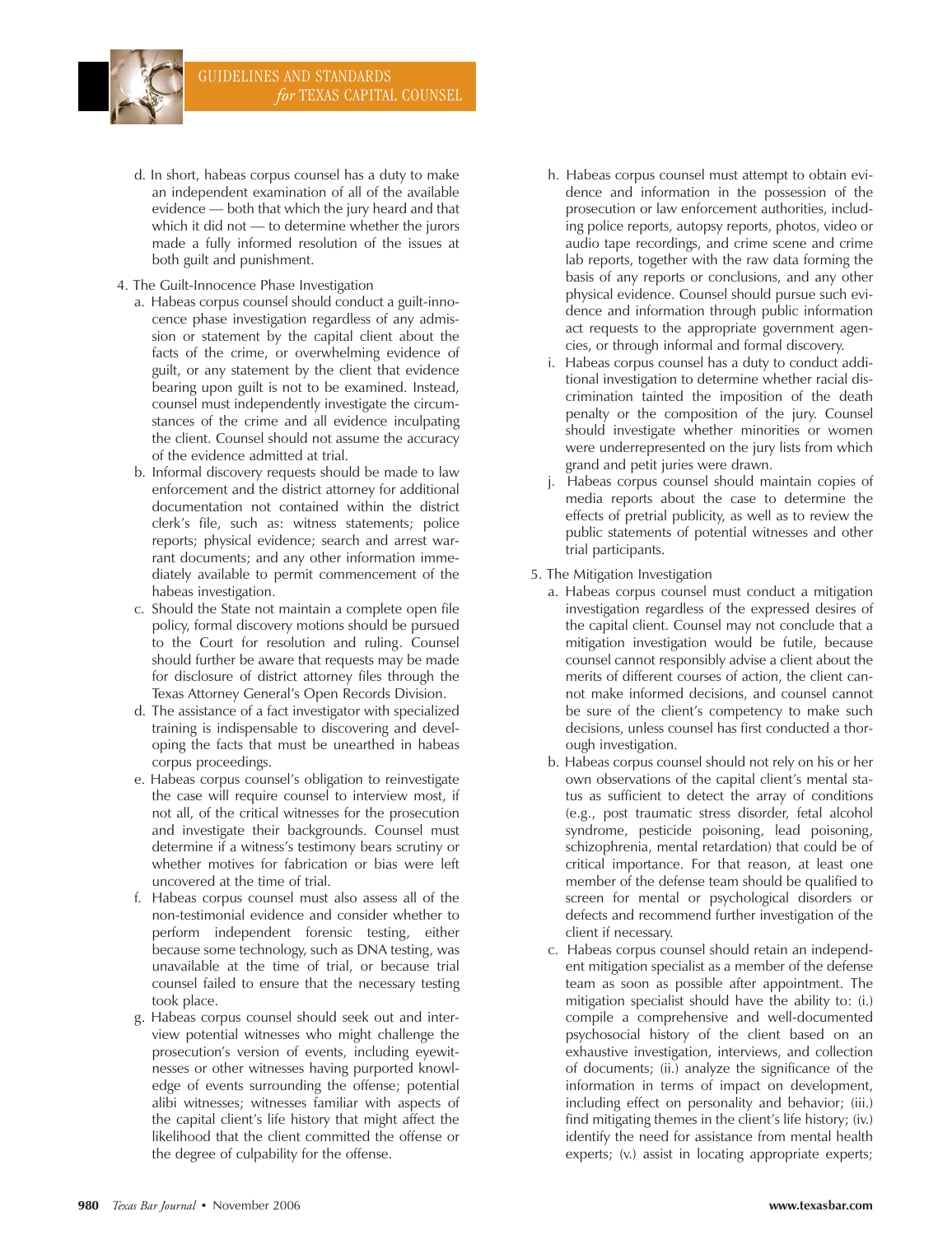d. In short, habeas corpus counsel has a duty to make an independent examination of all of the available evidence — both that which the jury heard and that which it did not — to determine whether the jurors made a fully informed resolution of the issues at both guilt and punishment.

4. The Guilt-Innocence Phase Investigation
   a. Habeas corpus counsel should conduct a guilt-innocence phase investigation regardless of any admission or statement by the capital client about the facts of the crime, or overwhelming evidence of guilt, or any statement by the client that evidence bearing upon guilt is not to be examined. Instead, counsel must independently investigate the circumstances of the crime and all evidence inculpating the client. Counsel should not assume the accuracy of the evidence admitted at trial.
   b. Informal discovery requests should be made to law enforcement and the district attorney for additional documentation not contained within the district clerk's file, such as: witness statements; police reports; physical evidence; search and arrest warrant documents; and any other information immediately available to permit commencement of the habeas investigation.
   c. Should the State not maintain a complete open file policy, formal discovery motions should be pursued to the Court for resolution and ruling. Counsel should further be aware that requests may be made for disclosure of district attorney files through the Texas Attorney General's Open Records Division.
   d. The assistance of a fact investigator with specialized training is indispensable to discovering and developing the facts that must be unearthed in habeas corpus proceedings.
   e. Habeas corpus counsel's obligation to reinvestigate the case will require counsel to interview most, if not all, of the critical witnesses for the prosecution and investigate their backgrounds. Counsel must determine if a witness's testimony bears scrutiny or whether motives for fabrication or bias were left uncovered at the time of trial.
   f. Habeas corpus counsel must also assess all of the non-testimonial evidence and consider whether to perform independent forensic testing, either because some technology, such as DNA testing, was unavailable at the time of trial, or because trial counsel failed to ensure that the necessary testing took place.
   g. Habeas corpus counsel should seek out and interview potential witnesses who might challenge the prosecution's version of events, including eyewitnesses or other witnesses having purported knowledge of events surrounding the offense; potential alibi witnesses; witnesses familiar with aspects of the capital client's life history that might affect the likelihood that the client committed the offense or the degree of culpability for the offense.
   h. Habeas corpus counsel must attempt to obtain evidence and information in the possession of the prosecution or law enforcement authorities, including police reports, autopsy reports, photos, video or audio tape recordings, and crime scene and crime lab reports, together with the raw data forming the basis of any reports or conclusions, and any other physical evidence. Counsel should pursue such evidence and information through public information act requests to the appropriate government agencies, or through informal and formal discovery.
   i. Habeas corpus counsel has a duty to conduct additional investigation to determine whether racial discrimination tainted the imposition of the death penalty or the composition of the jury. Counsel should investigate whether minorities or women were underrepresented on the jury lists from which grand and petit juries were drawn.
   j. Habeas corpus counsel should maintain copies of media reports about the case to determine the effects of pretrial publicity, as well as to review the public statements of potential witnesses and other trial participants.

5. The Mitigation Investigation
   a. Habeas corpus counsel must conduct a mitigation investigation regardless of the expressed desires of the capital client. Counsel may not conclude that a mitigation investigation would be futile, because counsel cannot responsibly advise a client about the merits of different courses of action, the client cannot make informed decisions, and counsel cannot be sure of the client's competency to make such decisions, unless counsel has first conducted a thorough investigation.
   b. Habeas corpus counsel should not rely on his or her own observations of the capital client's mental status as sufficient to detect the array of conditions (e.g., post traumatic stress disorder, fetal alcohol syndrome, pesticide poisoning, lead poisoning, schizophrenia, mental retardation) that could be of critical importance. For that reason, at least one member of the defense team should be qualified to screen for mental or psychological disorders or defects and recommend further investigation of the client if necessary.
   c. Habeas corpus counsel should retain an independent mitigation specialist as a member of the defense team as soon as possible after appointment. The mitigation specialist should have the ability to: (i.) compile a comprehensive and well-documented psychosocial history of the client based on an exhaustive investigation, interviews, and collection of documents; (ii.) analyze the significance of the information in terms of impact on development, including effect on personality and behavior; (iii.) find mitigating themes in the client's life history; (iv.) identify the need for assistance from mental health experts; (v.) assist in locating appropriate experts;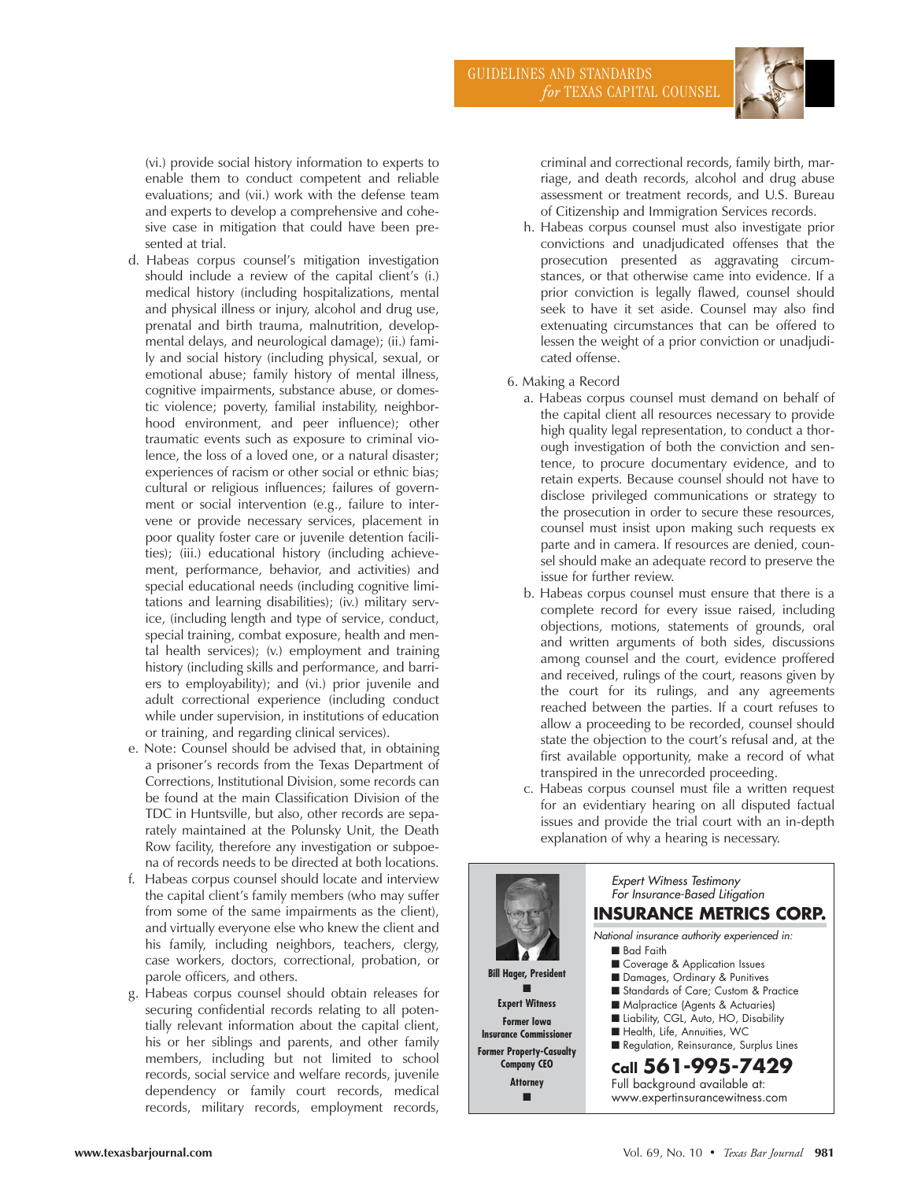(vi.) provide social history information to experts to enable them to conduct competent and reliable evaluations; and (vii.) work with the defense team and experts to develop a comprehensive and cohesive case in mitigation that could have been presented at trial.

d. Habeas corpus counsel's mitigation investigation should include a review of the capital client's (i.) medical history (including hospitalizations, mental and physical illness or injury, alcohol and drug use, prenatal and birth trauma, malnutrition, developmental delays, and neurological damage); (ii.) family and social history (including physical, sexual, or emotional abuse; family history of mental illness, cognitive impairments, substance abuse, or domestic violence; poverty, familial instability, neighborhood environment, and peer influence); other traumatic events such as exposure to criminal violence, the loss of a loved one, or a natural disaster; experiences of racism or other social or ethnic bias; cultural or religious influences; failures of government or social intervention (e.g., failure to intervene or provide necessary services, placement in poor quality foster care or juvenile detention facilities); (iii.) educational history (including achievement, performance, behavior, and activities) and special educational needs (including cognitive limitations and learning disabilities); (iv.) military service, (including length and type of service, conduct, special training, combat exposure, health and mental health services); (v.) employment and training history (including skills and performance, and barriers to employability); and (vi.) prior juvenile and adult correctional experience (including conduct while under supervision, in institutions of education or training, and regarding clinical services).

e. Note: Counsel should be advised that, in obtaining a prisoner's records from the Texas Department of Corrections, Institutional Division, some records can be found at the main Classification Division of the TDC in Huntsville, but also, other records are separately maintained at the Polunsky Unit, the Death Row facility, therefore any investigation or subpoena of records needs to be directed at both locations.

f. Habeas corpus counsel should locate and interview the capital client's family members (who may suffer from some of the same impairments as the client), and virtually everyone else who knew the client and his family, including neighbors, teachers, clergy, case workers, doctors, correctional, probation, or parole officers, and others.

g. Habeas corpus counsel should obtain releases for securing confidential records relating to all potentially relevant information about the capital client, his or her siblings and parents, and other family members, including but not limited to school records, social service and welfare records, juvenile dependency or family court records, medical records, military records, employment records, criminal and correctional records, family birth, marriage, and death records, alcohol and drug abuse assessment or treatment records, and U.S. Bureau of Citizenship and Immigration Services records.

h. Habeas corpus counsel must also investigate prior convictions and unadjudicated offenses that the prosecution presented as aggravating circumstances, or that otherwise came into evidence. If a prior conviction is legally flawed, counsel should seek to have it set aside. Counsel may also find extenuating circumstances that can be offered to lessen the weight of a prior conviction or unadjudicated offense.

6. Making a Record

a. Habeas corpus counsel must demand on behalf of the capital client all resources necessary to provide high quality legal representation, to conduct a thorough investigation of both the conviction and sentence, to procure documentary evidence, and to retain experts. Because counsel should not have to disclose privileged communications or strategy to the prosecution in order to secure these resources, counsel must insist upon making such requests ex parte and in camera. If resources are denied, counsel should make an adequate record to preserve the issue for further review.

b. Habeas corpus counsel must ensure that there is a complete record for every issue raised, including objections, motions, statements of grounds, oral and written arguments of both sides, discussions among counsel and the court, evidence proffered and received, rulings of the court, reasons given by the court for its rulings, and any agreements reached between the parties. If a court refuses to allow a proceeding to be recorded, counsel should state the objection to the court's refusal and, at the first available opportunity, make a record of what transpired in the unrecorded proceeding.

c. Habeas corpus counsel must file a written request for an evidentiary hearing on all disputed factual issues and provide the trial court with an in-depth explanation of why a hearing is necessary.

---

*Expert Witness Testimony*
*For Insurance-Based Litigation*

**INSURANCE METRICS CORP.**

**Bill Hager, President**

**Expert Witness**
**Former Iowa Insurance Commissioner**
**Former Property-Casualty Company CEO**
**Attorney**

*National insurance authority experienced in:*

- Bad Faith
- Coverage & Application Issues
- Damages, Ordinary & Punitives
- Standards of Care; Custom & Practice
- Malpractice (Agents & Actuaries)
- Liability, CGL, Auto, HO, Disability
- Health, Life, Annuities, WC
- Regulation, Reinsurance, Surplus Lines

**Call 561-995-7429**
Full background available at:
www.expertinsurancewitness.com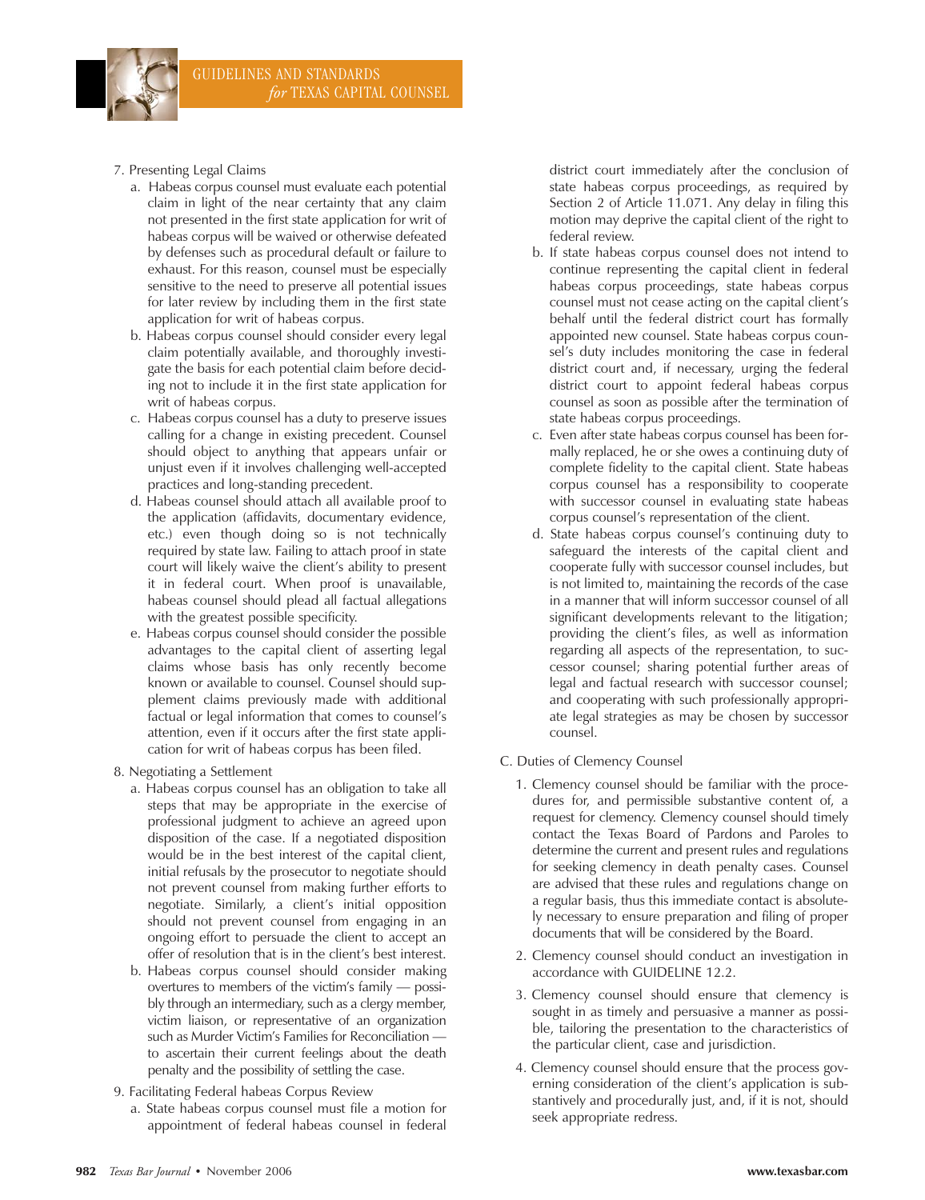7. Presenting Legal Claims
   a. Habeas corpus counsel must evaluate each potential claim in light of the near certainty that any claim not presented in the first state application for writ of habeas corpus will be waived or otherwise defeated by defenses such as procedural default or failure to exhaust. For this reason, counsel must be especially sensitive to the need to preserve all potential issues for later review by including them in the first state application for writ of habeas corpus.
   b. Habeas corpus counsel should consider every legal claim potentially available, and thoroughly investigate the basis for each potential claim before deciding not to include it in the first state application for writ of habeas corpus.
   c. Habeas corpus counsel has a duty to preserve issues calling for a change in existing precedent. Counsel should object to anything that appears unfair or unjust even if it involves challenging well-accepted practices and long-standing precedent.
   d. Habeas counsel should attach all available proof to the application (affidavits, documentary evidence, etc.) even though doing so is not technically required by state law. Failing to attach proof in state court will likely waive the client's ability to present it in federal court. When proof is unavailable, habeas counsel should plead all factual allegations with the greatest possible specificity.
   e. Habeas corpus counsel should consider the possible advantages to the capital client of asserting legal claims whose basis has only recently become known or available to counsel. Counsel should supplement claims previously made with additional factual or legal information that comes to counsel's attention, even if it occurs after the first state application for writ of habeas corpus has been filed.

8. Negotiating a Settlement
   a. Habeas corpus counsel has an obligation to take all steps that may be appropriate in the exercise of professional judgment to achieve an agreed upon disposition of the case. If a negotiated disposition would be in the best interest of the capital client, initial refusals by the prosecutor to negotiate should not prevent counsel from making further efforts to negotiate. Similarly, a client's initial opposition should not prevent counsel from engaging in an ongoing effort to persuade the client to accept an offer of resolution that is in the client's best interest.
   b. Habeas corpus counsel should consider making overtures to members of the victim's family — possibly through an intermediary, such as a clergy member, victim liaison, or representative of an organization such as Murder Victim's Families for Reconciliation — to ascertain their current feelings about the death penalty and the possibility of settling the case.

9. Facilitating Federal habeas Corpus Review
   a. State habeas corpus counsel must file a motion for appointment of federal habeas counsel in federal district court immediately after the conclusion of state habeas corpus proceedings, as required by Section 2 of Article 11.071. Any delay in filing this motion may deprive the capital client of the right to federal review.
   b. If state habeas corpus counsel does not intend to continue representing the capital client in federal habeas corpus proceedings, state habeas corpus counsel must not cease acting on the capital client's behalf until the federal district court has formally appointed new counsel. State habeas corpus counsel's duty includes monitoring the case in federal district court and, if necessary, urging the federal district court to appoint federal habeas corpus counsel as soon as possible after the termination of state habeas corpus proceedings.
   c. Even after state habeas corpus counsel has been formally replaced, he or she owes a continuing duty of complete fidelity to the capital client. State habeas corpus counsel has a responsibility to cooperate with successor counsel in evaluating state habeas corpus counsel's representation of the client.
   d. State habeas corpus counsel's continuing duty to safeguard the interests of the capital client and cooperate fully with successor counsel includes, but is not limited to, maintaining the records of the case in a manner that will inform successor counsel of all significant developments relevant to the litigation; providing the client's files, as well as information regarding all aspects of the representation, to successor counsel; sharing potential further areas of legal and factual research with successor counsel; and cooperating with such professionally appropriate legal strategies as may be chosen by successor counsel.

C. Duties of Clemency Counsel

1. Clemency counsel should be familiar with the procedures for, and permissible substantive content of, a request for clemency. Clemency counsel should timely contact the Texas Board of Pardons and Paroles to determine the current and present rules and regulations for seeking clemency in death penalty cases. Counsel are advised that these rules and regulations change on a regular basis, thus this immediate contact is absolutely necessary to ensure preparation and filing of proper documents that will be considered by the Board.
2. Clemency counsel should conduct an investigation in accordance with GUIDELINE 12.2.
3. Clemency counsel should ensure that clemency is sought in as timely and persuasive a manner as possible, tailoring the presentation to the characteristics of the particular client, case and jurisdiction.
4. Clemency counsel should ensure that the process governing consideration of the client's application is substantively and procedurally just, and, if it is not, should seek appropriate redress.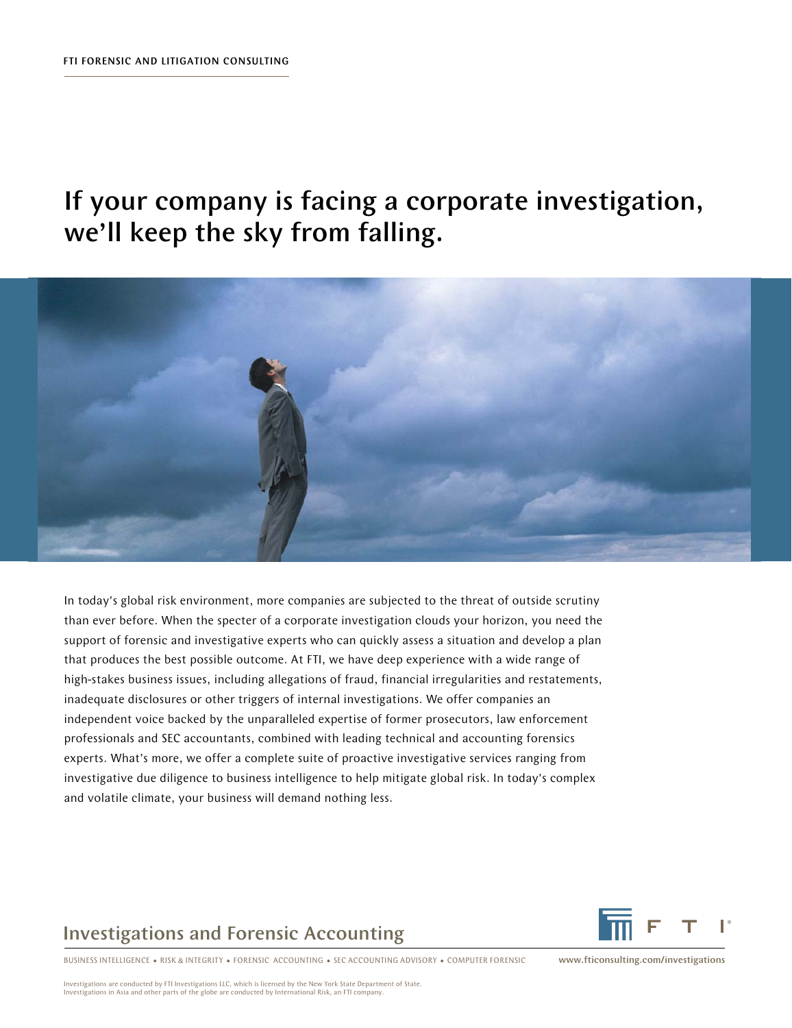FTI FORENSIC AND LITIGATION CONSULTING

# If your company is facing a corporate investigation, we'll keep the sky from falling.

In today's global risk environment, more companies are subjected to the threat of outside scrutiny than ever before. When the specter of a corporate investigation clouds your horizon, you need the support of forensic and investigative experts who can quickly assess a situation and develop a plan that produces the best possible outcome. At FTI, we have deep experience with a wide range of high-stakes business issues, including allegations of fraud, financial irregularities and restatements, inadequate disclosures or other triggers of internal investigations. We offer companies an independent voice backed by the unparalleled expertise of former prosecutors, law enforcement professionals and SEC accountants, combined with leading technical and accounting forensics experts. What's more, we offer a complete suite of proactive investigative services ranging from investigative due diligence to business intelligence to help mitigate global risk. In today's complex and volatile climate, your business will demand nothing less.

## Investigations and Forensic Accounting

FTI®

BUSINESS INTELLIGENCE • RISK & INTEGRITY • FORENSIC ACCOUNTING • SEC ACCOUNTING ADVISORY • COMPUTER FORENSIC

www.fticonsulting.com/investigations

Investigations are conducted by FTI Investigations LLC, which is licensed by the New York State Department of State.
Investigations in Asia and other parts of the globe are conducted by International Risk, an FTI company.